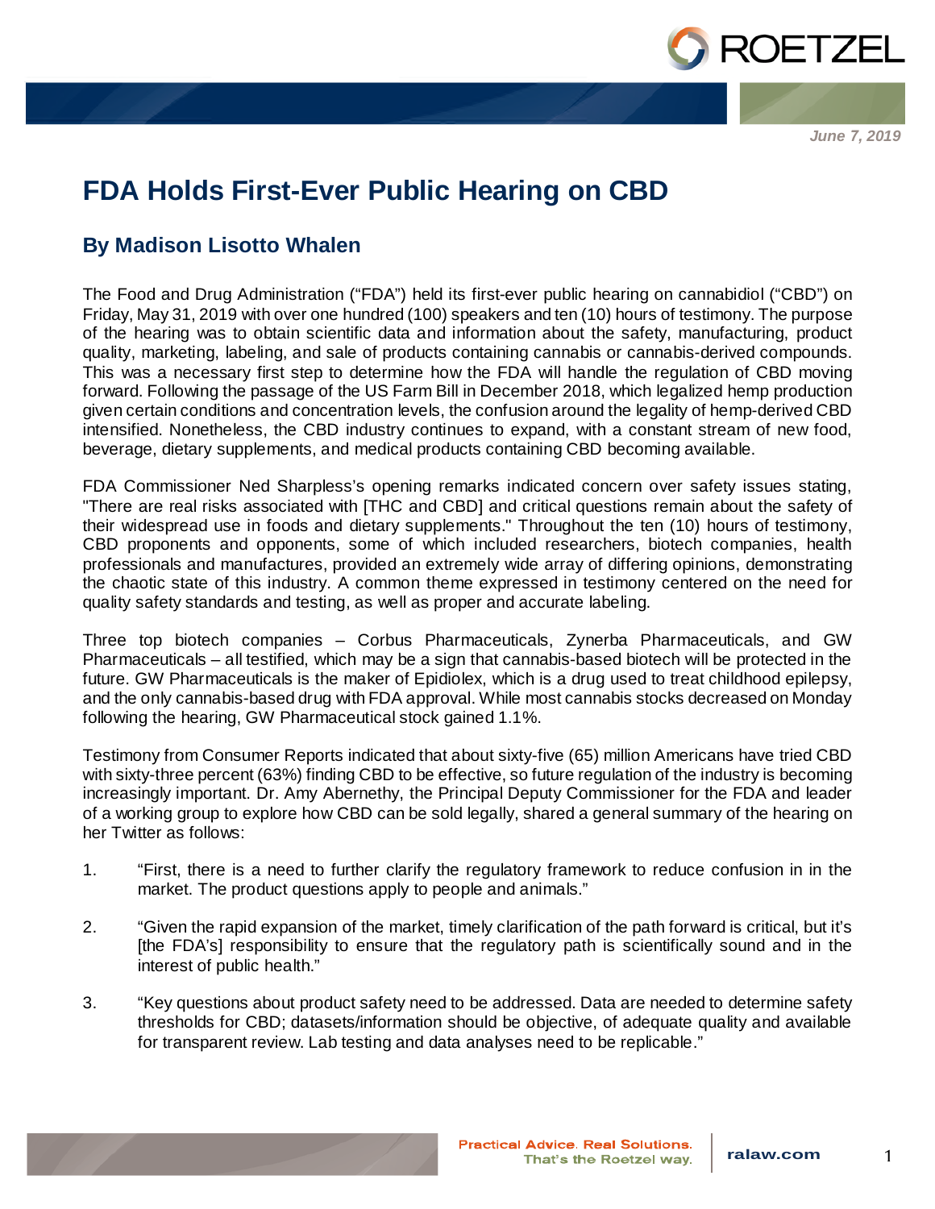June 7, 2019

# FDA Holds First-Ever Public Hearing on CBD

## By Madison Lisotto Whalen

The Food and Drug Administration ("FDA") held its first-ever public hearing on cannabidiol ("CBD") on Friday, May 31, 2019 with over one hundred (100) speakers and ten (10) hours of testimony. The purpose of the hearing was to obtain scientific data and information about the safety, manufacturing, product quality, marketing, labeling, and sale of products containing cannabis or cannabis-derived compounds. This was a necessary first step to determine how the FDA will handle the regulation of CBD moving forward. Following the passage of the US Farm Bill in December 2018, which legalized hemp production given certain conditions and concentration levels, the confusion around the legality of hemp-derived CBD intensified. Nonetheless, the CBD industry continues to expand, with a constant stream of new food, beverage, dietary supplements, and medical products containing CBD becoming available.

FDA Commissioner Ned Sharpless's opening remarks indicated concern over safety issues stating, "There are real risks associated with [THC and CBD] and critical questions remain about the safety of their widespread use in foods and dietary supplements." Throughout the ten (10) hours of testimony, CBD proponents and opponents, some of which included researchers, biotech companies, health professionals and manufactures, provided an extremely wide array of differing opinions, demonstrating the chaotic state of this industry. A common theme expressed in testimony centered on the need for quality safety standards and testing, as well as proper and accurate labeling.

Three top biotech companies – Corbus Pharmaceuticals, Zynerba Pharmaceuticals, and GW Pharmaceuticals – all testified, which may be a sign that cannabis-based biotech will be protected in the future. GW Pharmaceuticals is the maker of Epidiolex, which is a drug used to treat childhood epilepsy, and the only cannabis-based drug with FDA approval. While most cannabis stocks decreased on Monday following the hearing, GW Pharmaceutical stock gained 1.1%.

Testimony from Consumer Reports indicated that about sixty-five (65) million Americans have tried CBD with sixty-three percent (63%) finding CBD to be effective, so future regulation of the industry is becoming increasingly important. Dr. Amy Abernethy, the Principal Deputy Commissioner for the FDA and leader of a working group to explore how CBD can be sold legally, shared a general summary of the hearing on her Twitter as follows:

1. "First, there is a need to further clarify the regulatory framework to reduce confusion in in the market. The product questions apply to people and animals."

2. "Given the rapid expansion of the market, timely clarification of the path forward is critical, but it's [the FDA's] responsibility to ensure that the regulatory path is scientifically sound and in the interest of public health."

3. "Key questions about product safety need to be addressed. Data are needed to determine safety thresholds for CBD; datasets/information should be objective, of adequate quality and available for transparent review. Lab testing and data analyses need to be replicable."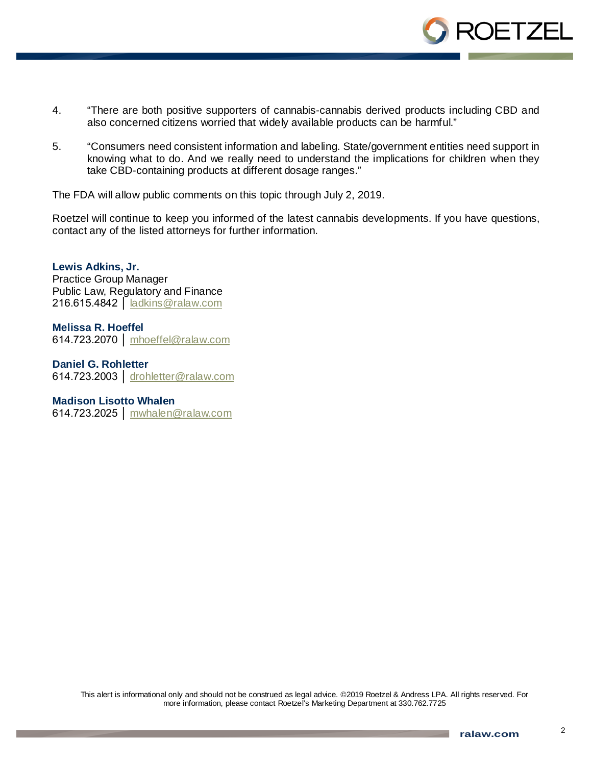4. “There are both positive supporters of cannabis-cannabis derived products including CBD and also concerned citizens worried that widely available products can be harmful.”

5. “Consumers need consistent information and labeling. State/government entities need support in knowing what to do. And we really need to understand the implications for children when they take CBD-containing products at different dosage ranges.”

The FDA will allow public comments on this topic through July 2, 2019.

Roetzel will continue to keep you informed of the latest cannabis developments. If you have questions, contact any of the listed attorneys for further information.

**Lewis Adkins, Jr.**
Practice Group Manager
Public Law, Regulatory and Finance
216.615.4842 │ ladkins@ralaw.com

**Melissa R. Hoeffel**
614.723.2070 │ mhoeffel@ralaw.com

**Daniel G. Rohletter**
614.723.2003 │ drohletter@ralaw.com

**Madison Lisotto Whalen**
614.723.2025 │ mwhalen@ralaw.com

This alert is informational only and should not be construed as legal advice. ©2019 Roetzel & Andress LPA. All rights reserved. For more information, please contact Roetzel's Marketing Department at 330.762.7725